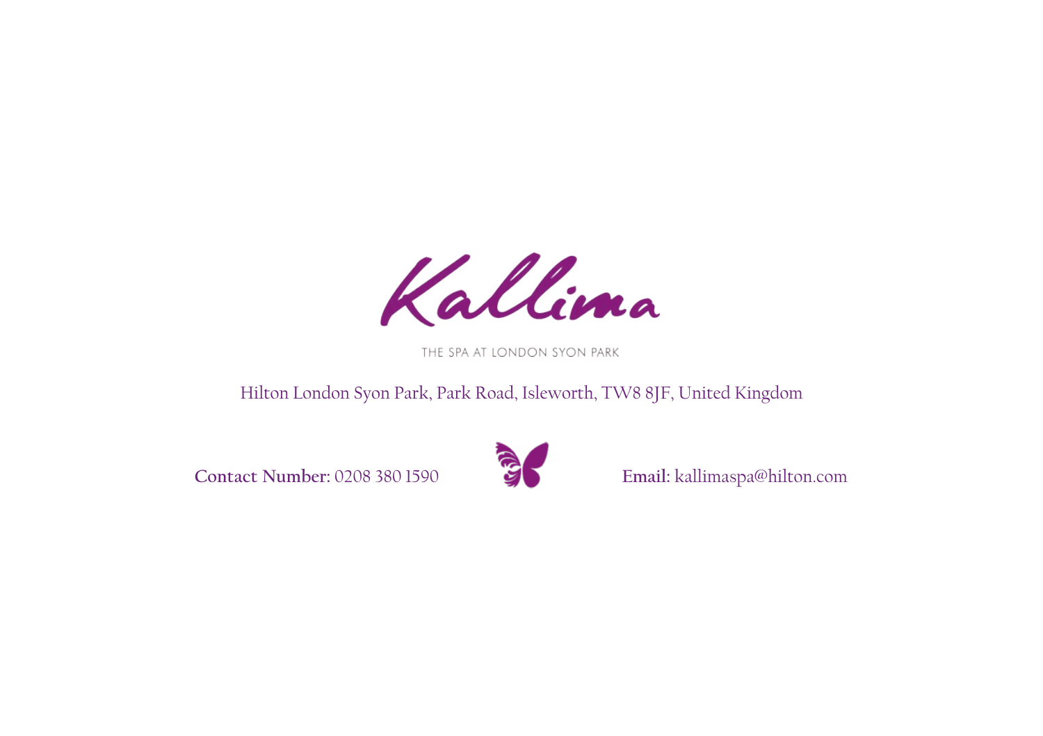# Kallima

THE SPA AT LONDON SYON PARK

Hilton London Syon Park, Park Road, Isleworth, TW8 8JF, United Kingdom

**Contact Number**: 0208 380 1590

**Email**: kallimaspa@hilton.com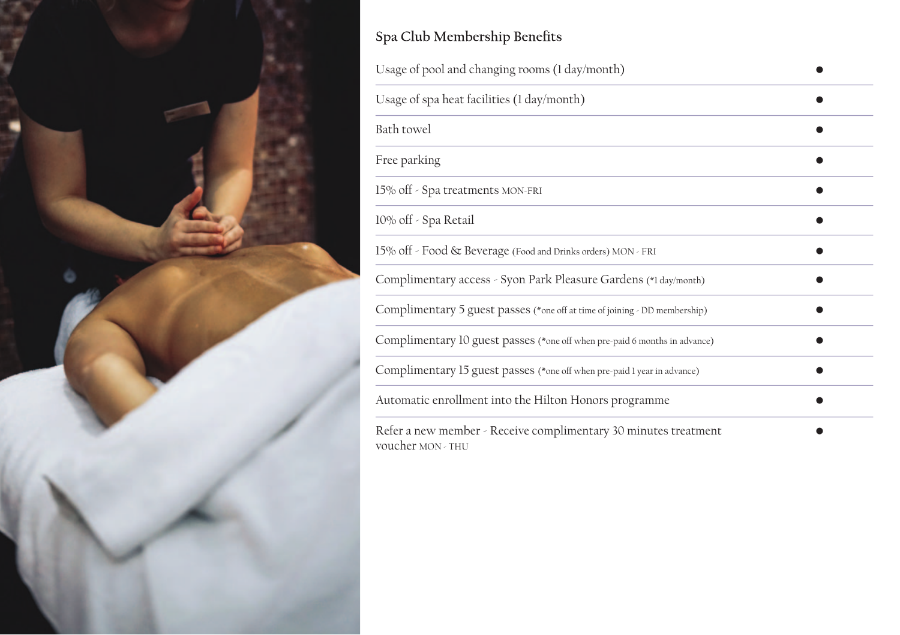## Spa Club Membership Benefits

| Benefit | |
|---|---|
| Usage of pool and changing rooms (1 day/month) | ● |
| Usage of spa heat facilities (1 day/month) | ● |
| Bath towel | ● |
| Free parking | ● |
| 15% off - Spa treatments MON-FRI | ● |
| 10% off - Spa Retail | ● |
| 15% off - Food & Beverage (Food and Drinks orders) MON - FRI | ● |
| Complimentary access - Syon Park Pleasure Gardens (*1 day/month) | ● |
| Complimentary 5 guest passes (*one off at time of joining - DD membership) | ● |
| Complimentary 10 guest passes (*one off when pre-paid 6 months in advance) | ● |
| Complimentary 15 guest passes (*one off when pre-paid 1 year in advance) | ● |
| Automatic enrollment into the Hilton Honors programme | ● |
| Refer a new member - Receive complimentary 30 minutes treatment voucher MON - THU | ● |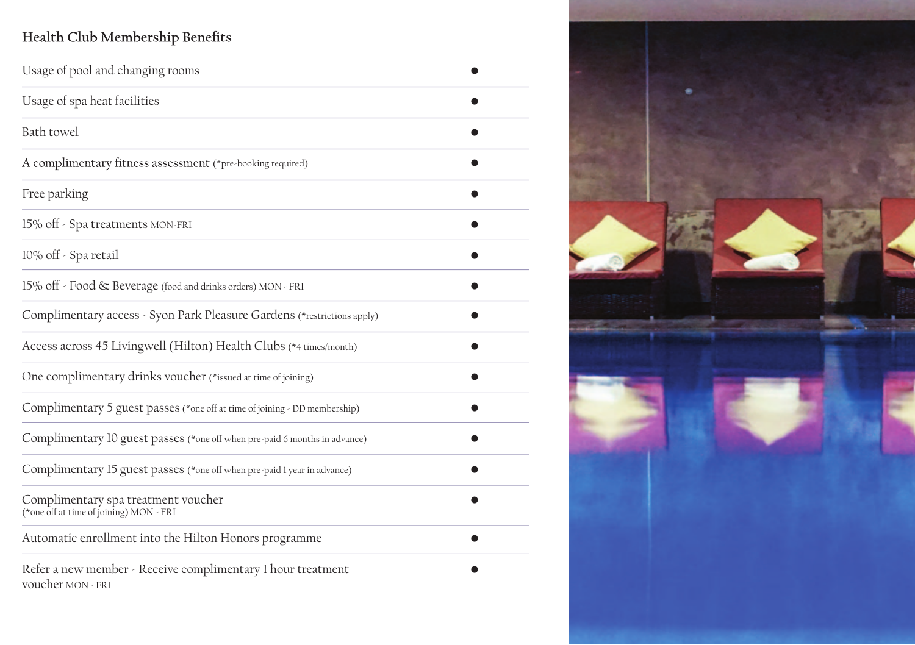## Health Club Membership Benefits

| Benefit | |
|---|---|
| Usage of pool and changing rooms | ● |
| Usage of spa heat facilities | ● |
| Bath towel | ● |
| A complimentary fitness assessment (*pre-booking required) | ● |
| Free parking | ● |
| 15% off - Spa treatments MON-FRI | ● |
| 10% off - Spa retail | ● |
| 15% off - Food & Beverage (food and drinks orders) MON - FRI | ● |
| Complimentary access - Syon Park Pleasure Gardens (*restrictions apply) | ● |
| Access across 45 Livingwell (Hilton) Health Clubs (*4 times/month) | ● |
| One complimentary drinks voucher (*issued at time of joining) | ● |
| Complimentary 5 guest passes (*one off at time of joining - DD membership) | ● |
| Complimentary 10 guest passes (*one off when pre-paid 6 months in advance) | ● |
| Complimentary 15 guest passes (*one off when pre-paid 1 year in advance) | ● |
| Complimentary spa treatment voucher (*one off at time of joining) MON - FRI | ● |
| Automatic enrollment into the Hilton Honors programme | ● |
| Refer a new member - Receive complimentary 1 hour treatment voucher MON - FRI | ● |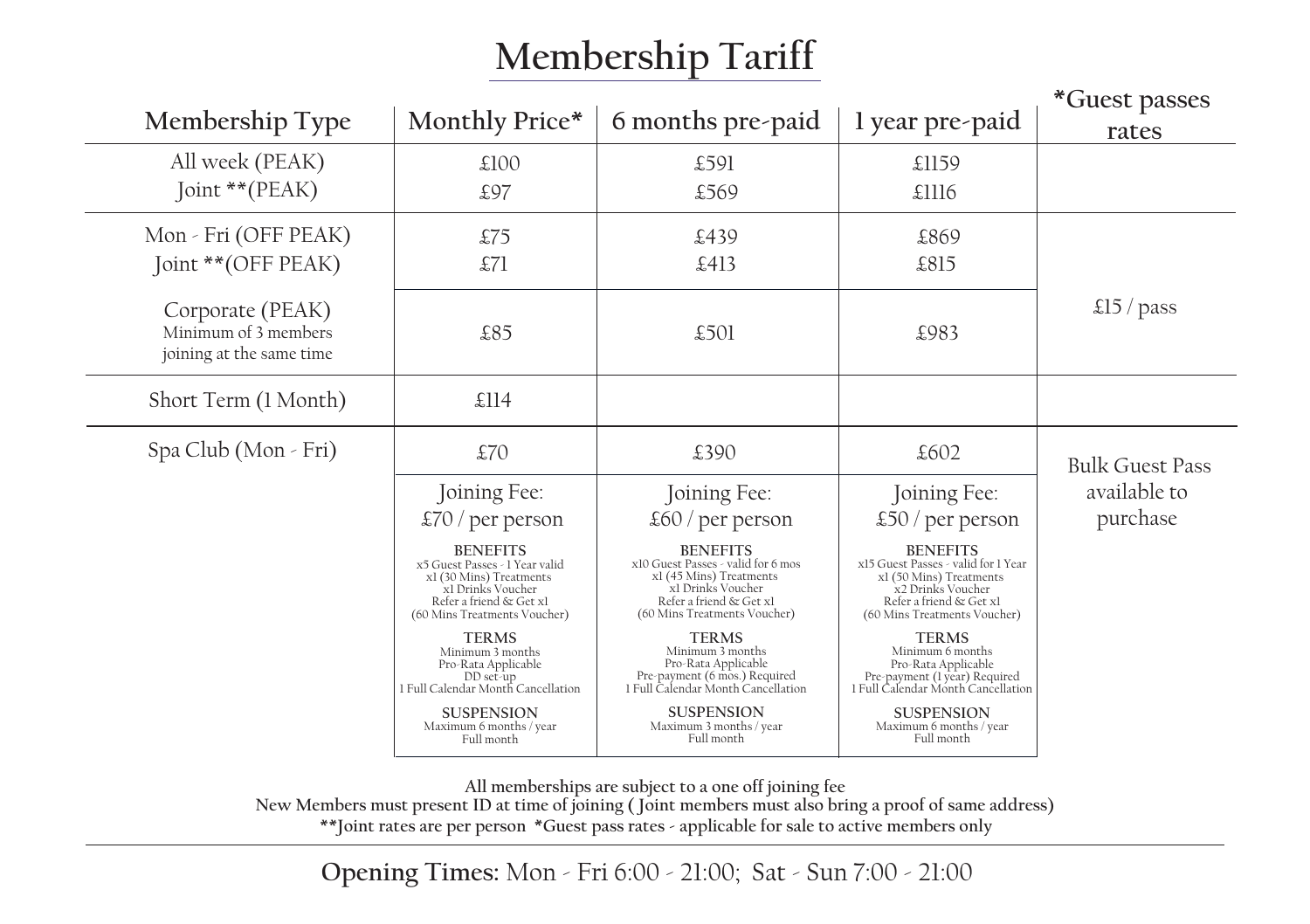# Membership Tariff

| Membership Type | Monthly Price* | 6 months pre-paid | 1 year pre-paid | *Guest passes rates |
|---|---|---|---|---|
| All week (PEAK)<br>Joint **(PEAK) | £100<br>£97 | £591<br>£569 | £1159<br>£1116 | |
| Mon - Fri (OFF PEAK)<br>Joint **(OFF PEAK) | £75<br>£71 | £439<br>£413 | £869<br>£815 | £15 / pass |
| Corporate (PEAK)<br>Minimum of 3 members joining at the same time | £85 | £501 | £983 | |
| Short Term (1 Month) | £114 | | | |
| Spa Club (Mon - Fri) | £70 | £390 | £602 | Bulk Guest Pass available to purchase |
| | Joining Fee: £70 / per person<br><br>**BENEFITS**<br>x5 Guest Passes - 1 Year valid<br>x1 (30 Mins) Treatments<br>x1 Drinks Voucher<br>Refer a friend & Get x1 (60 Mins Treatments Voucher)<br><br>**TERMS**<br>Minimum 3 months<br>Pro-Rata Applicable<br>DD set-up<br>1 Full Calendar Month Cancellation<br><br>**SUSPENSION**<br>Maximum 6 months / year<br>Full month | Joining Fee: £60 / per person<br><br>**BENEFITS**<br>x10 Guest Passes - valid for 6 mos<br>x1 (45 Mins) Treatments<br>x1 Drinks Voucher<br>Refer a friend & Get x1 (60 Mins Treatments Voucher)<br><br>**TERMS**<br>Minimum 3 months<br>Pro-Rata Applicable<br>Pre-payment (6 mos.) Required<br>1 Full Calendar Month Cancellation<br><br>**SUSPENSION**<br>Maximum 3 months / year<br>Full month | Joining Fee: £50 / per person<br><br>**BENEFITS**<br>x15 Guest Passes - valid for 1 Year<br>x1 (50 Mins) Treatments<br>x2 Drinks Voucher<br>Refer a friend & Get x1 (60 Mins Treatments Voucher)<br><br>**TERMS**<br>Minimum 6 months<br>Pro-Rata Applicable<br>Pre-payment (1 year) Required<br>1 Full Calendar Month Cancellation<br><br>**SUSPENSION**<br>Maximum 6 months / year<br>Full month | |

**All memberships are subject to a one off joining fee**
**New Members must present ID at time of joining ( Joint members must also bring a proof of same address)**
****Joint rates are per person *Guest pass rates - applicable for sale to active members only**

**Opening Times:** Mon - Fri 6:00 - 21:00; Sat - Sun 7:00 - 21:00